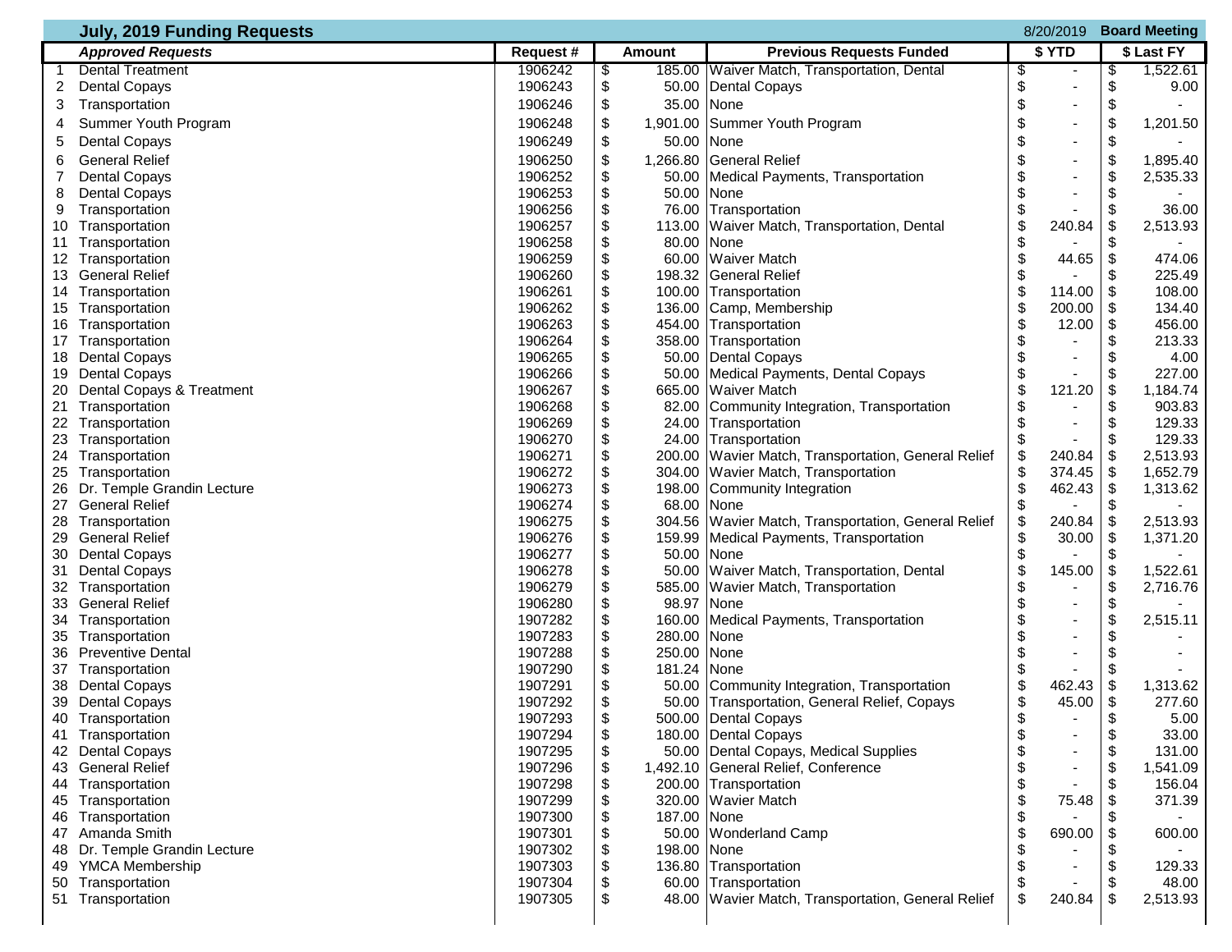## July, 2019 Funding Requests

8/20/2019 **Board Meeting**

| | *Approved Requests* | Request # | Amount | Previous Requests Funded | $ YTD | $ Last FY |
|---|---|---|---|---|---|---|
| 1 | Dental Treatment | 1906242 | $ 185.00 | Waiver Match, Transportation, Dental | $ - | $ 1,522.61 |
| 2 | Dental Copays | 1906243 | $ 50.00 | Dental Copays | $ - | $ 9.00 |
| 3 | Transportation | 1906246 | $ 35.00 | None | $ - | $ - |
| 4 | Summer Youth Program | 1906248 | $ 1,901.00 | Summer Youth Program | $ - | $ 1,201.50 |
| 5 | Dental Copays | 1906249 | $ 50.00 | None | $ - | $ - |
| 6 | General Relief | 1906250 | $ 1,266.80 | General Relief | $ - | $ 1,895.40 |
| 7 | Dental Copays | 1906252 | $ 50.00 | Medical Payments, Transportation | $ - | $ 2,535.33 |
| 8 | Dental Copays | 1906253 | $ 50.00 | None | $ - | $ - |
| 9 | Transportation | 1906256 | $ 76.00 | Transportation | $ - | $ 36.00 |
| 10 | Transportation | 1906257 | $ 113.00 | Waiver Match, Transportation, Dental | $ 240.84 | $ 2,513.93 |
| 11 | Transportation | 1906258 | $ 80.00 | None | $ - | $ - |
| 12 | Transportation | 1906259 | $ 60.00 | Waiver Match | $ 44.65 | $ 474.06 |
| 13 | General Relief | 1906260 | $ 198.32 | General Relief | $ - | $ 225.49 |
| 14 | Transportation | 1906261 | $ 100.00 | Transportation | $ 114.00 | $ 108.00 |
| 15 | Transportation | 1906262 | $ 136.00 | Camp, Membership | $ 200.00 | $ 134.40 |
| 16 | Transportation | 1906263 | $ 454.00 | Transportation | $ 12.00 | $ 456.00 |
| 17 | Transportation | 1906264 | $ 358.00 | Transportation | $ - | $ 213.33 |
| 18 | Dental Copays | 1906265 | $ 50.00 | Dental Copays | $ - | $ 4.00 |
| 19 | Dental Copays | 1906266 | $ 50.00 | Medical Payments, Dental Copays | $ - | $ 227.00 |
| 20 | Dental Copays & Treatment | 1906267 | $ 665.00 | Waiver Match | $ 121.20 | $ 1,184.74 |
| 21 | Transportation | 1906268 | $ 82.00 | Community Integration, Transportation | $ - | $ 903.83 |
| 22 | Transportation | 1906269 | $ 24.00 | Transportation | $ - | $ 129.33 |
| 23 | Transportation | 1906270 | $ 24.00 | Transportation | $ - | $ 129.33 |
| 24 | Transportation | 1906271 | $ 200.00 | Wavier Match, Transportation, General Relief | $ 240.84 | $ 2,513.93 |
| 25 | Transportation | 1906272 | $ 304.00 | Wavier Match, Transportation | $ 374.45 | $ 1,652.79 |
| 26 | Dr. Temple Grandin Lecture | 1906273 | $ 198.00 | Community Integration | $ 462.43 | $ 1,313.62 |
| 27 | General Relief | 1906274 | $ 68.00 | None | $ - | $ - |
| 28 | Transportation | 1906275 | $ 304.56 | Wavier Match, Transportation, General Relief | $ 240.84 | $ 2,513.93 |
| 29 | General Relief | 1906276 | $ 159.99 | Medical Payments, Transportation | $ 30.00 | $ 1,371.20 |
| 30 | Dental Copays | 1906277 | $ 50.00 | None | $ - | $ - |
| 31 | Dental Copays | 1906278 | $ 50.00 | Waiver Match, Transportation, Dental | $ 145.00 | $ 1,522.61 |
| 32 | Transportation | 1906279 | $ 585.00 | Wavier Match, Transportation | $ - | $ 2,716.76 |
| 33 | General Relief | 1906280 | $ 98.97 | None | $ - | $ - |
| 34 | Transportation | 1907282 | $ 160.00 | Medical Payments, Transportation | $ - | $ 2,515.11 |
| 35 | Transportation | 1907283 | $ 280.00 | None | $ - | $ - |
| 36 | Preventive Dental | 1907288 | $ 250.00 | None | $ - | $ - |
| 37 | Transportation | 1907290 | $ 181.24 | None | $ - | $ - |
| 38 | Dental Copays | 1907291 | $ 50.00 | Community Integration, Transportation | $ 462.43 | $ 1,313.62 |
| 39 | Dental Copays | 1907292 | $ 50.00 | Transportation, General Relief, Copays | $ 45.00 | $ 277.60 |
| 40 | Transportation | 1907293 | $ 500.00 | Dental Copays | $ - | $ 5.00 |
| 41 | Transportation | 1907294 | $ 180.00 | Dental Copays | $ - | $ 33.00 |
| 42 | Dental Copays | 1907295 | $ 50.00 | Dental Copays, Medical Supplies | $ - | $ 131.00 |
| 43 | General Relief | 1907296 | $ 1,492.10 | General Relief, Conference | $ - | $ 1,541.09 |
| 44 | Transportation | 1907298 | $ 200.00 | Transportation | $ - | $ 156.04 |
| 45 | Transportation | 1907299 | $ 320.00 | Wavier Match | $ 75.48 | $ 371.39 |
| 46 | Transportation | 1907300 | $ 187.00 | None | $ - | $ - |
| 47 | Amanda Smith | 1907301 | $ 50.00 | Wonderland Camp | $ 690.00 | $ 600.00 |
| 48 | Dr. Temple Grandin Lecture | 1907302 | $ 198.00 | None | $ - | $ - |
| 49 | YMCA Membership | 1907303 | $ 136.80 | Transportation | $ - | $ 129.33 |
| 50 | Transportation | 1907304 | $ 60.00 | Transportation | $ - | $ 48.00 |
| 51 | Transportation | 1907305 | $ 48.00 | Wavier Match, Transportation, General Relief | $ 240.84 | $ 2,513.93 |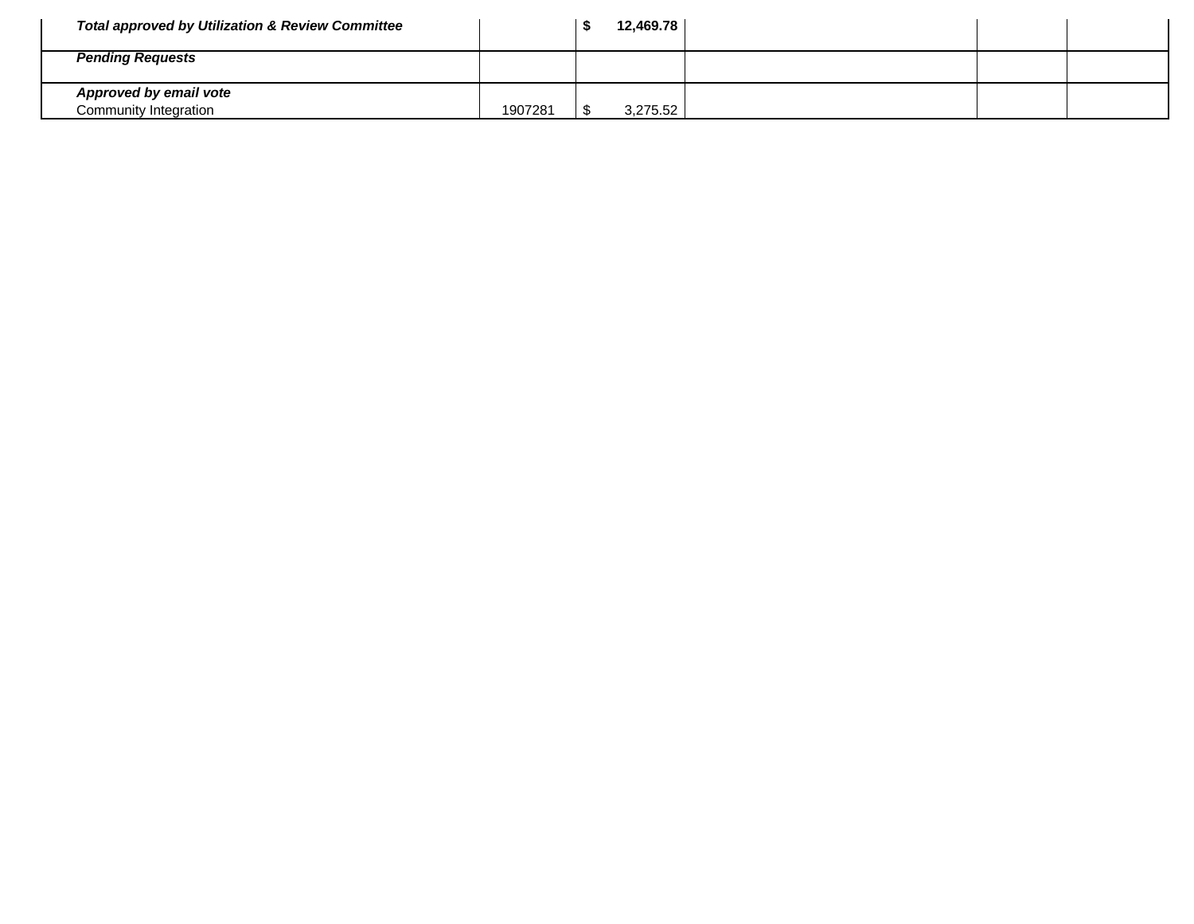| | | | | | |
|---|---|---|---|---|---|
| ***Total approved by Utilization & Review Committee*** | | **$ 12,469.78** | | | |
| ***Pending Requests*** | | | | | |
| ***Approved by email vote*** <br> Community Integration | 1907281 | $ 3,275.52 | | | |